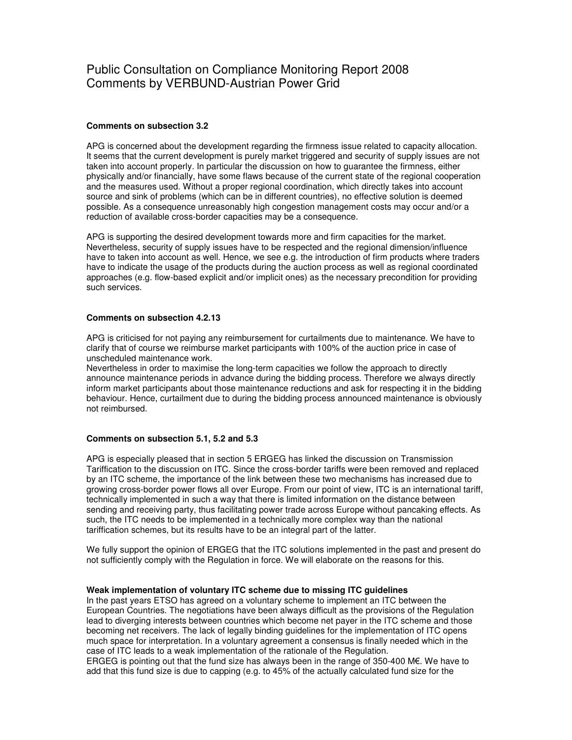# Public Consultation on Compliance Monitoring Report 2008
# Comments by VERBUND-Austrian Power Grid

**Comments on subsection 3.2**

APG is concerned about the development regarding the firmness issue related to capacity allocation. It seems that the current development is purely market triggered and security of supply issues are not taken into account properly. In particular the discussion on how to guarantee the firmness, either physically and/or financially, have some flaws because of the current state of the regional cooperation and the measures used. Without a proper regional coordination, which directly takes into account source and sink of problems (which can be in different countries), no effective solution is deemed possible. As a consequence unreasonably high congestion management costs may occur and/or a reduction of available cross-border capacities may be a consequence.

APG is supporting the desired development towards more and firm capacities for the market. Nevertheless, security of supply issues have to be respected and the regional dimension/influence have to taken into account as well. Hence, we see e.g. the introduction of firm products where traders have to indicate the usage of the products during the auction process as well as regional coordinated approaches (e.g. flow-based explicit and/or implicit ones) as the necessary precondition for providing such services.

**Comments on subsection 4.2.13**

APG is criticised for not paying any reimbursement for curtailments due to maintenance. We have to clarify that of course we reimburse market participants with 100% of the auction price in case of unscheduled maintenance work.
Nevertheless in order to maximise the long-term capacities we follow the approach to directly announce maintenance periods in advance during the bidding process. Therefore we always directly inform market participants about those maintenance reductions and ask for respecting it in the bidding behaviour. Hence, curtailment due to during the bidding process announced maintenance is obviously not reimbursed.

**Comments on subsection 5.1, 5.2 and 5.3**

APG is especially pleased that in section 5 ERGEG has linked the discussion on Transmission Tariffication to the discussion on ITC. Since the cross-border tariffs were been removed and replaced by an ITC scheme, the importance of the link between these two mechanisms has increased due to growing cross-border power flows all over Europe. From our point of view, ITC is an international tariff, technically implemented in such a way that there is limited information on the distance between sending and receiving party, thus facilitating power trade across Europe without pancaking effects. As such, the ITC needs to be implemented in a technically more complex way than the national tariffication schemes, but its results have to be an integral part of the latter.

We fully support the opinion of ERGEG that the ITC solutions implemented in the past and present do not sufficiently comply with the Regulation in force. We will elaborate on the reasons for this.

**Weak implementation of voluntary ITC scheme due to missing ITC guidelines**
In the past years ETSO has agreed on a voluntary scheme to implement an ITC between the European Countries. The negotiations have been always difficult as the provisions of the Regulation lead to diverging interests between countries which become net payer in the ITC scheme and those becoming net receivers. The lack of legally binding guidelines for the implementation of ITC opens much space for interpretation. In a voluntary agreement a consensus is finally needed which in the case of ITC leads to a weak implementation of the rationale of the Regulation.
ERGEG is pointing out that the fund size has always been in the range of 350-400 M€. We have to add that this fund size is due to capping (e.g. to 45% of the actually calculated fund size for the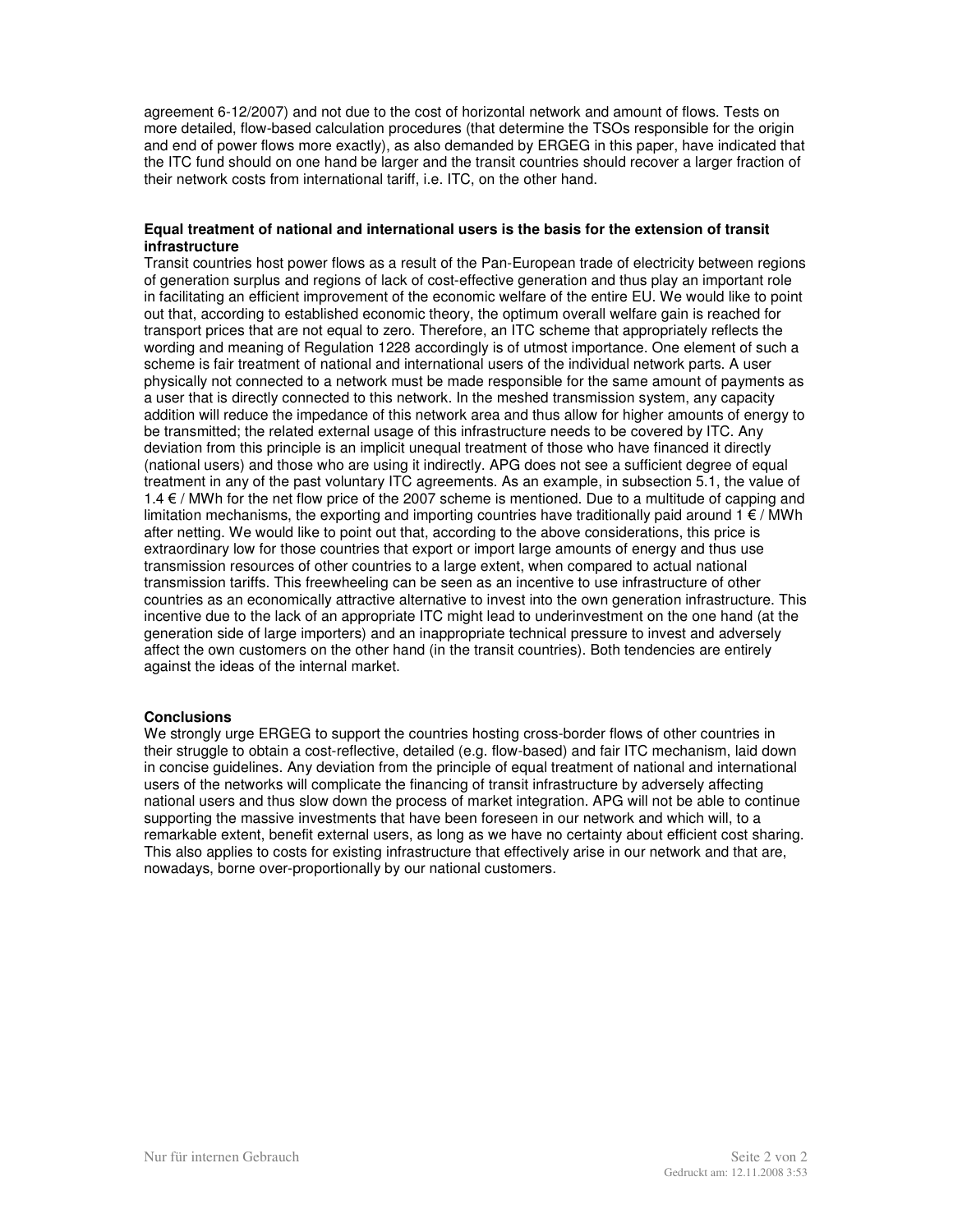agreement 6-12/2007) and not due to the cost of horizontal network and amount of flows. Tests on more detailed, flow-based calculation procedures (that determine the TSOs responsible for the origin and end of power flows more exactly), as also demanded by ERGEG in this paper, have indicated that the ITC fund should on one hand be larger and the transit countries should recover a larger fraction of their network costs from international tariff, i.e. ITC, on the other hand.

**Equal treatment of national and international users is the basis for the extension of transit infrastructure**

Transit countries host power flows as a result of the Pan-European trade of electricity between regions of generation surplus and regions of lack of cost-effective generation and thus play an important role in facilitating an efficient improvement of the economic welfare of the entire EU. We would like to point out that, according to established economic theory, the optimum overall welfare gain is reached for transport prices that are not equal to zero. Therefore, an ITC scheme that appropriately reflects the wording and meaning of Regulation 1228 accordingly is of utmost importance. One element of such a scheme is fair treatment of national and international users of the individual network parts. A user physically not connected to a network must be made responsible for the same amount of payments as a user that is directly connected to this network. In the meshed transmission system, any capacity addition will reduce the impedance of this network area and thus allow for higher amounts of energy to be transmitted; the related external usage of this infrastructure needs to be covered by ITC. Any deviation from this principle is an implicit unequal treatment of those who have financed it directly (national users) and those who are using it indirectly. APG does not see a sufficient degree of equal treatment in any of the past voluntary ITC agreements. As an example, in subsection 5.1, the value of 1.4 € / MWh for the net flow price of the 2007 scheme is mentioned. Due to a multitude of capping and limitation mechanisms, the exporting and importing countries have traditionally paid around 1 € / MWh after netting. We would like to point out that, according to the above considerations, this price is extraordinary low for those countries that export or import large amounts of energy and thus use transmission resources of other countries to a large extent, when compared to actual national transmission tariffs. This freewheeling can be seen as an incentive to use infrastructure of other countries as an economically attractive alternative to invest into the own generation infrastructure. This incentive due to the lack of an appropriate ITC might lead to underinvestment on the one hand (at the generation side of large importers) and an inappropriate technical pressure to invest and adversely affect the own customers on the other hand (in the transit countries). Both tendencies are entirely against the ideas of the internal market.

**Conclusions**

We strongly urge ERGEG to support the countries hosting cross-border flows of other countries in their struggle to obtain a cost-reflective, detailed (e.g. flow-based) and fair ITC mechanism, laid down in concise guidelines. Any deviation from the principle of equal treatment of national and international users of the networks will complicate the financing of transit infrastructure by adversely affecting national users and thus slow down the process of market integration. APG will not be able to continue supporting the massive investments that have been foreseen in our network and which will, to a remarkable extent, benefit external users, as long as we have no certainty about efficient cost sharing. This also applies to costs for existing infrastructure that effectively arise in our network and that are, nowadays, borne over-proportionally by our national customers.